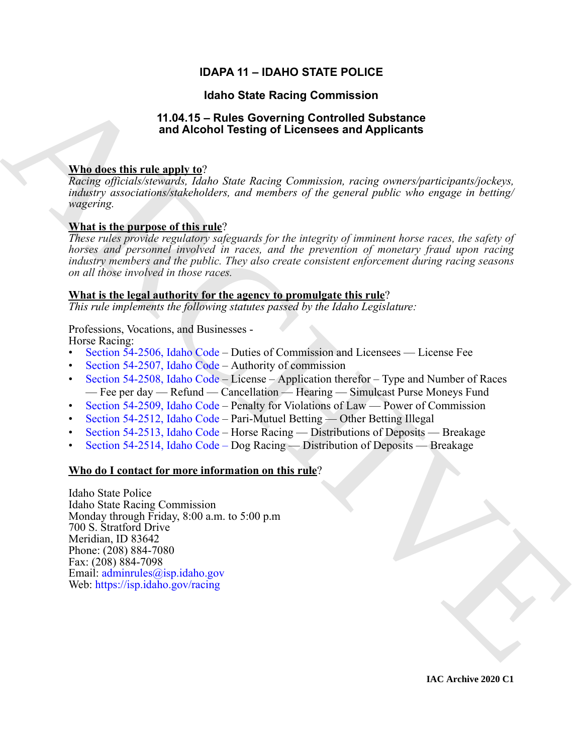# IDAPA 11 – IDAHO STATE POLICE

## Idaho State Racing Commission

## 11.04.15 – Rules Governing Controlled Substance and Alcohol Testing of Licensees and Applicants

**Who does this rule apply to?**

*Racing officials/stewards, Idaho State Racing Commission, racing owners/participants/jockeys, industry associations/stakeholders, and members of the general public who engage in betting/wagering.*

**What is the purpose of this rule?**

*These rules provide regulatory safeguards for the integrity of imminent horse races, the safety of horses and personnel involved in races, and the prevention of monetary fraud upon racing industry members and the public. They also create consistent enforcement during racing seasons on all those involved in those races.*

**What is the legal authority for the agency to promulgate this rule?**

*This rule implements the following statutes passed by the Idaho Legislature:*

Professions, Vocations, and Businesses - Horse Racing:

- Section 54-2506, Idaho Code – Duties of Commission and Licensees — License Fee
- Section 54-2507, Idaho Code – Authority of commission
- Section 54-2508, Idaho Code – License – Application therefor – Type and Number of Races — Fee per day — Refund — Cancellation — Hearing — Simulcast Purse Moneys Fund
- Section 54-2509, Idaho Code – Penalty for Violations of Law — Power of Commission
- Section 54-2512, Idaho Code – Pari-Mutuel Betting — Other Betting Illegal
- Section 54-2513, Idaho Code – Horse Racing — Distributions of Deposits — Breakage
- Section 54-2514, Idaho Code – Dog Racing — Distribution of Deposits — Breakage

**Who do I contact for more information on this rule?**

Idaho State Police
Idaho State Racing Commission
Monday through Friday, 8:00 a.m. to 5:00 p.m
700 S. Stratford Drive
Meridian, ID 83642
Phone: (208) 884-7080
Fax: (208) 884-7098
Email: adminrules@isp.idaho.gov
Web: https://isp.idaho.gov/racing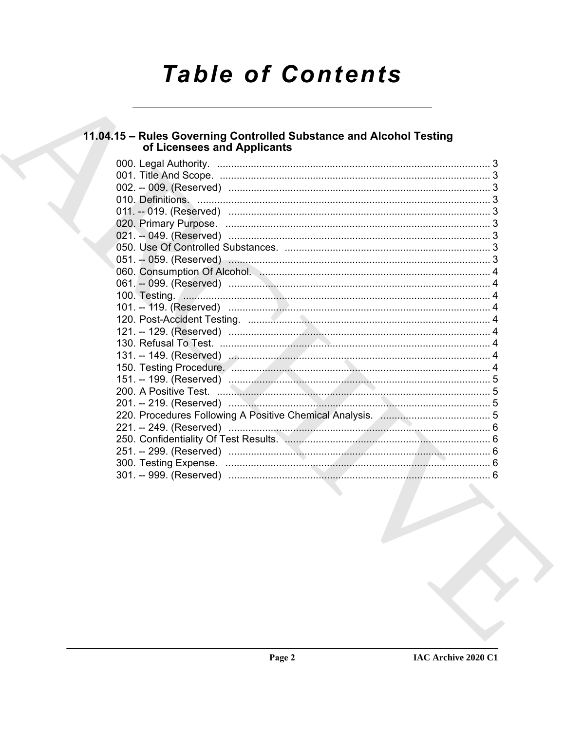# Table of Contents

## 11.04.15 – Rules Governing Controlled Substance and Alcohol Testing of Licensees and Applicants

000. Legal Authority. ..................................................................................... 3
001. Title And Scope. ..................................................................................... 3
002. -- 009. (Reserved) ..................................................................................... 3
010. Definitions. ..................................................................................... 3
011. -- 019. (Reserved) ..................................................................................... 3
020. Primary Purpose. ..................................................................................... 3
021. -- 049. (Reserved) ..................................................................................... 3
050. Use Of Controlled Substances. ..................................................................................... 3
051. -- 059. (Reserved) ..................................................................................... 3
060. Consumption Of Alcohol. ..................................................................................... 4
061. -- 099. (Reserved) ..................................................................................... 4
100. Testing. ..................................................................................... 4
101. -- 119. (Reserved) ..................................................................................... 4
120. Post-Accident Testing. ..................................................................................... 4
121. -- 129. (Reserved) ..................................................................................... 4
130. Refusal To Test. ..................................................................................... 4
131. -- 149. (Reserved) ..................................................................................... 4
150. Testing Procedure. ..................................................................................... 4
151. -- 199. (Reserved) ..................................................................................... 5
200. A Positive Test. ..................................................................................... 5
201. -- 219. (Reserved) ..................................................................................... 5
220. Procedures Following A Positive Chemical Analysis. ..................................................................................... 5
221. -- 249. (Reserved) ..................................................................................... 6
250. Confidentiality Of Test Results. ..................................................................................... 6
251. -- 299. (Reserved) ..................................................................................... 6
300. Testing Expense. ..................................................................................... 6
301. -- 999. (Reserved) ..................................................................................... 6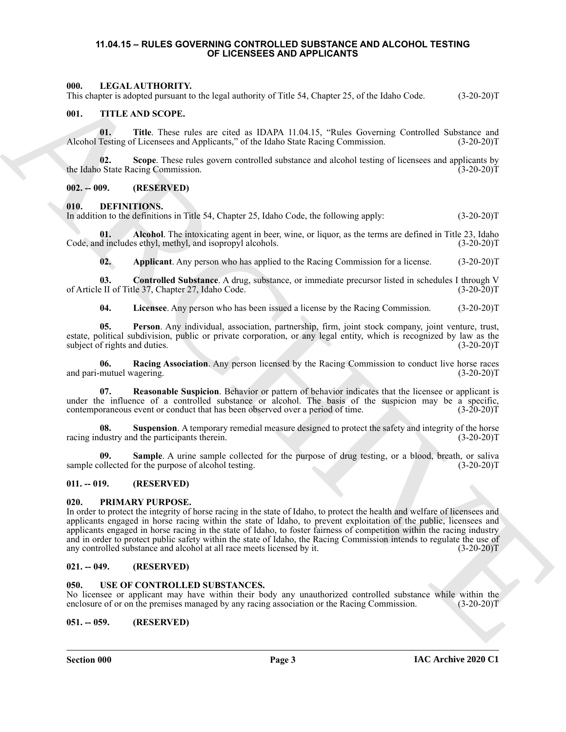# 11.04.15 – RULES GOVERNING CONTROLLED SUBSTANCE AND ALCOHOL TESTING OF LICENSEES AND APPLICANTS

## 000. LEGAL AUTHORITY.

This chapter is adopted pursuant to the legal authority of Title 54, Chapter 25, of the Idaho Code. (3-20-20)T

## 001. TITLE AND SCOPE.

**01. Title**. These rules are cited as IDAPA 11.04.15, "Rules Governing Controlled Substance and Alcohol Testing of Licensees and Applicants," of the Idaho State Racing Commission. (3-20-20)T

**02. Scope**. These rules govern controlled substance and alcohol testing of licensees and applicants by the Idaho State Racing Commission. (3-20-20)T

## 002. -- 009. (RESERVED)

## 010. DEFINITIONS.

In addition to the definitions in Title 54, Chapter 25, Idaho Code, the following apply: (3-20-20)T

**01. Alcohol**. The intoxicating agent in beer, wine, or liquor, as the terms are defined in Title 23, Idaho Code, and includes ethyl, methyl, and isopropyl alcohols. (3-20-20)T

**02. Applicant**. Any person who has applied to the Racing Commission for a license. (3-20-20)T

**03. Controlled Substance**. A drug, substance, or immediate precursor listed in schedules I through V of Article II of Title 37, Chapter 27, Idaho Code. (3-20-20)T

**04. Licensee**. Any person who has been issued a license by the Racing Commission. (3-20-20)T

**05. Person**. Any individual, association, partnership, firm, joint stock company, joint venture, trust, estate, political subdivision, public or private corporation, or any legal entity, which is recognized by law as the subject of rights and duties. (3-20-20)T

**06. Racing Association**. Any person licensed by the Racing Commission to conduct live horse races and pari-mutuel wagering. (3-20-20)T

**07. Reasonable Suspicion**. Behavior or pattern of behavior indicates that the licensee or applicant is under the influence of a controlled substance or alcohol. The basis of the suspicion may be a specific, contemporaneous event or conduct that has been observed over a period of time. (3-20-20)T

**08. Suspension**. A temporary remedial measure designed to protect the safety and integrity of the horse racing industry and the participants therein. (3-20-20)T

**09. Sample**. A urine sample collected for the purpose of drug testing, or a blood, breath, or saliva sample collected for the purpose of alcohol testing. (3-20-20)T

## 011. -- 019. (RESERVED)

## 020. PRIMARY PURPOSE.

In order to protect the integrity of horse racing in the state of Idaho, to protect the health and welfare of licensees and applicants engaged in horse racing within the state of Idaho, to prevent exploitation of the public, licensees and applicants engaged in horse racing in the state of Idaho, to foster fairness of competition within the racing industry and in order to protect public safety within the state of Idaho, the Racing Commission intends to regulate the use of any controlled substance and alcohol at all race meets licensed by it. (3-20-20)T

## 021. -- 049. (RESERVED)

## 050. USE OF CONTROLLED SUBSTANCES.

No licensee or applicant may have within their body any unauthorized controlled substance while within the enclosure of or on the premises managed by any racing association or the Racing Commission. (3-20-20)T

## 051. -- 059. (RESERVED)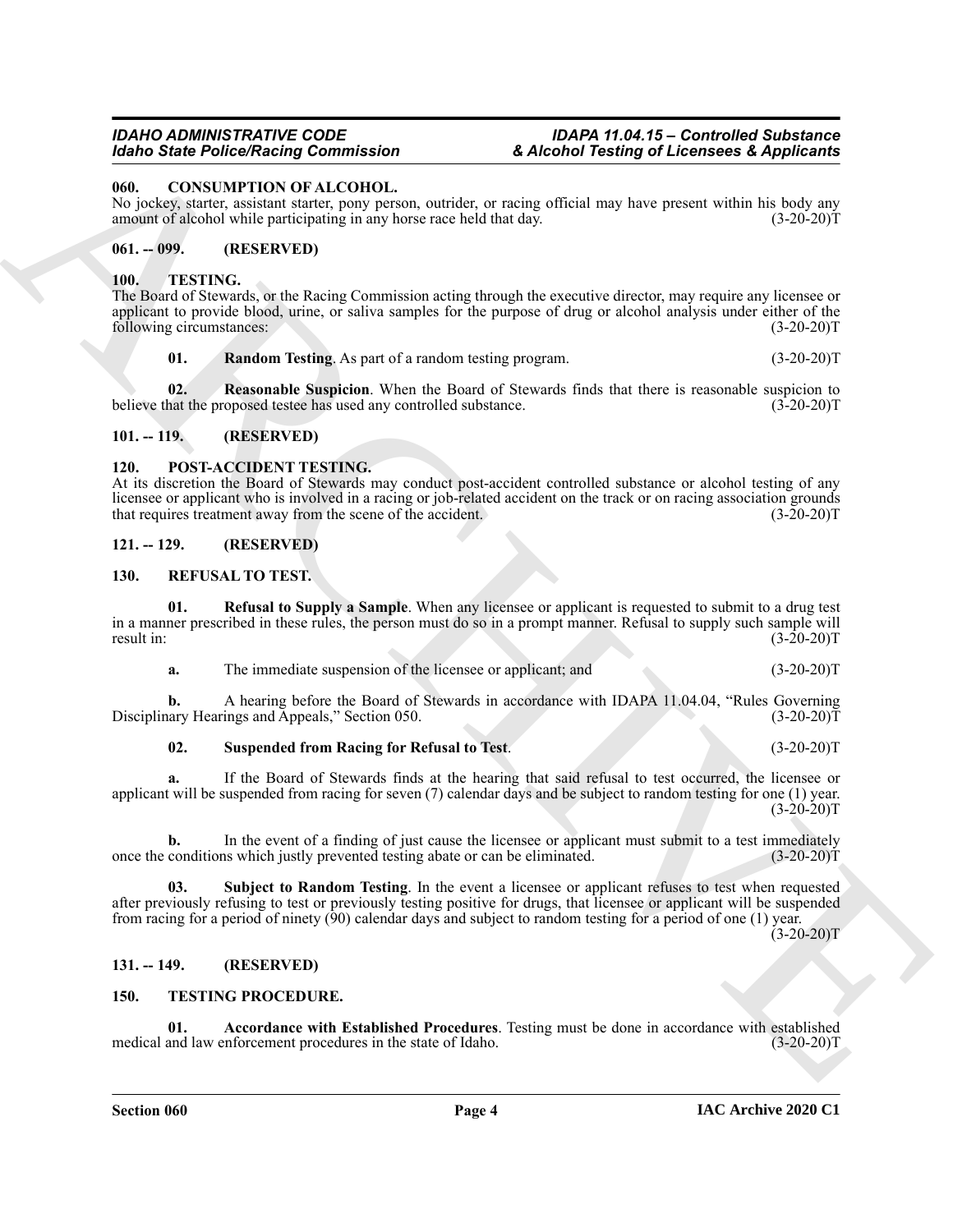## 060. CONSUMPTION OF ALCOHOL.

No jockey, starter, assistant starter, pony person, outrider, or racing official may have present within his body any amount of alcohol while participating in any horse race held that day. (3-20-20)T

## 061. -- 099. (RESERVED)

## 100. TESTING.

The Board of Stewards, or the Racing Commission acting through the executive director, may require any licensee or applicant to provide blood, urine, or saliva samples for the purpose of drug or alcohol analysis under either of the following circumstances: (3-20-20)T

**01. Random Testing**. As part of a random testing program. (3-20-20)T

**02. Reasonable Suspicion**. When the Board of Stewards finds that there is reasonable suspicion to believe that the proposed testee has used any controlled substance. (3-20-20)T

## 101. -- 119. (RESERVED)

## 120. POST-ACCIDENT TESTING.

At its discretion the Board of Stewards may conduct post-accident controlled substance or alcohol testing of any licensee or applicant who is involved in a racing or job-related accident on the track or on racing association grounds that requires treatment away from the scene of the accident. (3-20-20)T

## 121. -- 129. (RESERVED)

## 130. REFUSAL TO TEST.

**01. Refusal to Supply a Sample**. When any licensee or applicant is requested to submit to a drug test in a manner prescribed in these rules, the person must do so in a prompt manner. Refusal to supply such sample will result in: (3-20-20)T

**a.** The immediate suspension of the licensee or applicant; and (3-20-20)T

**b.** A hearing before the Board of Stewards in accordance with IDAPA 11.04.04, "Rules Governing Disciplinary Hearings and Appeals," Section 050. (3-20-20)T

**02. Suspended from Racing for Refusal to Test**. (3-20-20)T

**a.** If the Board of Stewards finds at the hearing that said refusal to test occurred, the licensee or applicant will be suspended from racing for seven (7) calendar days and be subject to random testing for one (1) year. (3-20-20)T

**b.** In the event of a finding of just cause the licensee or applicant must submit to a test immediately once the conditions which justly prevented testing abate or can be eliminated. (3-20-20)T

**03. Subject to Random Testing**. In the event a licensee or applicant refuses to test when requested after previously refusing to test or previously testing positive for drugs, that licensee or applicant will be suspended from racing for a period of ninety (90) calendar days and subject to random testing for a period of one (1) year. (3-20-20)T

## 131. -- 149. (RESERVED)

## 150. TESTING PROCEDURE.

**01. Accordance with Established Procedures**. Testing must be done in accordance with established medical and law enforcement procedures in the state of Idaho. (3-20-20)T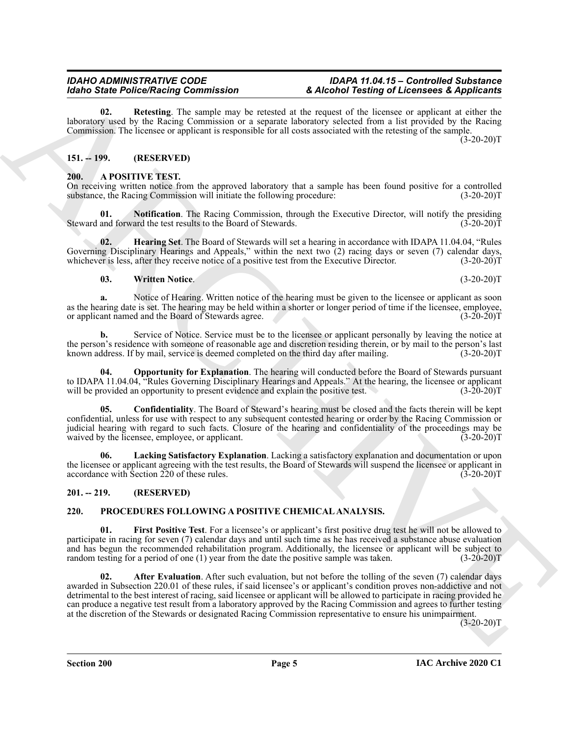**02. Retesting**. The sample may be retested at the request of the licensee or applicant at either the laboratory used by the Racing Commission or a separate laboratory selected from a list provided by the Racing Commission. The licensee or applicant is responsible for all costs associated with the retesting of the sample. (3-20-20)T

## 151. -- 199. (RESERVED)

## 200. A POSITIVE TEST.

On receiving written notice from the approved laboratory that a sample has been found positive for a controlled substance, the Racing Commission will initiate the following procedure: (3-20-20)T

**01. Notification**. The Racing Commission, through the Executive Director, will notify the presiding Steward and forward the test results to the Board of Stewards. (3-20-20)T

**02. Hearing Set**. The Board of Stewards will set a hearing in accordance with IDAPA 11.04.04, "Rules Governing Disciplinary Hearings and Appeals," within the next two (2) racing days or seven (7) calendar days, whichever is less, after they receive notice of a positive test from the Executive Director. (3-20-20)T

**03. Written Notice**. (3-20-20)T

**a.** Notice of Hearing. Written notice of the hearing must be given to the licensee or applicant as soon as the hearing date is set. The hearing may be held within a shorter or longer period of time if the licensee, employee, or applicant named and the Board of Stewards agree. (3-20-20)T

**b.** Service of Notice. Service must be to the licensee or applicant personally by leaving the notice at the person's residence with someone of reasonable age and discretion residing therein, or by mail to the person's last known address. If by mail, service is deemed completed on the third day after mailing. (3-20-20)T

**04. Opportunity for Explanation**. The hearing will conducted before the Board of Stewards pursuant to IDAPA 11.04.04, "Rules Governing Disciplinary Hearings and Appeals." At the hearing, the licensee or applicant will be provided an opportunity to present evidence and explain the positive test. (3-20-20)T

**05. Confidentiality**. The Board of Steward's hearing must be closed and the facts therein will be kept confidential, unless for use with respect to any subsequent contested hearing or order by the Racing Commission or judicial hearing with regard to such facts. Closure of the hearing and confidentiality of the proceedings may be waived by the licensee, employee, or applicant. (3-20-20)T

**06. Lacking Satisfactory Explanation**. Lacking a satisfactory explanation and documentation or upon the licensee or applicant agreeing with the test results, the Board of Stewards will suspend the licensee or applicant in accordance with Section 220 of these rules. (3-20-20)T

## 201. -- 219. (RESERVED)

## 220. PROCEDURES FOLLOWING A POSITIVE CHEMICAL ANALYSIS.

**01. First Positive Test**. For a licensee's or applicant's first positive drug test he will not be allowed to participate in racing for seven (7) calendar days and until such time as he has received a substance abuse evaluation and has begun the recommended rehabilitation program. Additionally, the licensee or applicant will be subject to random testing for a period of one (1) year from the date the positive sample was taken. (3-20-20)T

**02. After Evaluation**. After such evaluation, but not before the tolling of the seven (7) calendar days awarded in Subsection 220.01 of these rules, if said licensee's or applicant's condition proves non-addictive and not detrimental to the best interest of racing, said licensee or applicant will be allowed to participate in racing provided he can produce a negative test result from a laboratory approved by the Racing Commission and agrees to further testing at the discretion of the Stewards or designated Racing Commission representative to ensure his unimpairment. (3-20-20)T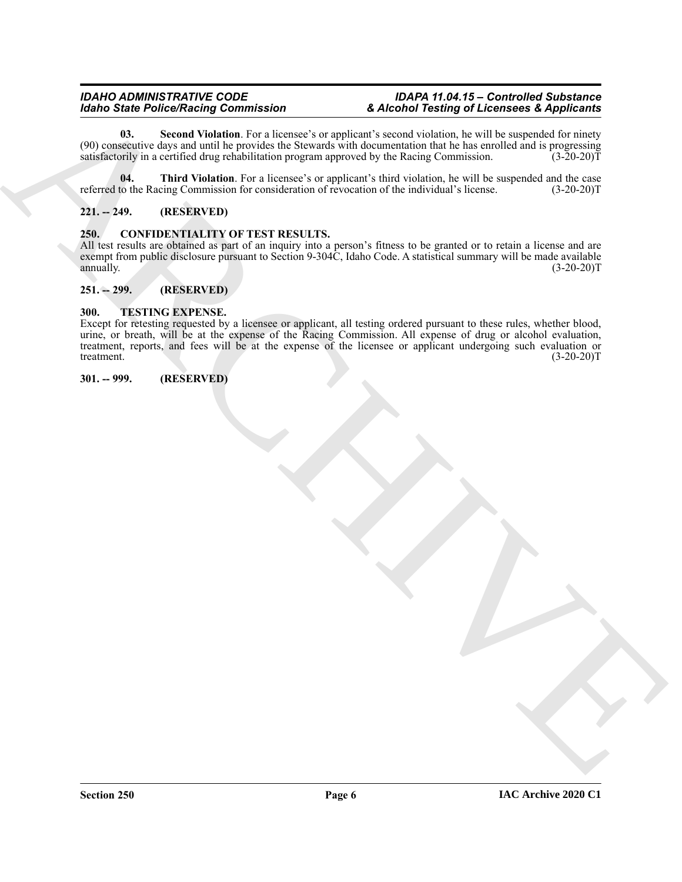**03. Second Violation**. For a licensee's or applicant's second violation, he will be suspended for ninety (90) consecutive days and until he provides the Stewards with documentation that he has enrolled and is progressing satisfactorily in a certified drug rehabilitation program approved by the Racing Commission. (3-20-20)T

**04. Third Violation**. For a licensee's or applicant's third violation, he will be suspended and the case referred to the Racing Commission for consideration of revocation of the individual's license. (3-20-20)T

### 221. -- 249. (RESERVED)

### 250. CONFIDENTIALITY OF TEST RESULTS.

All test results are obtained as part of an inquiry into a person's fitness to be granted or to retain a license and are exempt from public disclosure pursuant to Section 9-304C, Idaho Code. A statistical summary will be made available annually. (3-20-20)T

### 251. -- 299. (RESERVED)

### 300. TESTING EXPENSE.

Except for retesting requested by a licensee or applicant, all testing ordered pursuant to these rules, whether blood, urine, or breath, will be at the expense of the Racing Commission. All expense of drug or alcohol evaluation, treatment, reports, and fees will be at the expense of the licensee or applicant undergoing such evaluation or treatment. (3-20-20)T

### 301. -- 999. (RESERVED)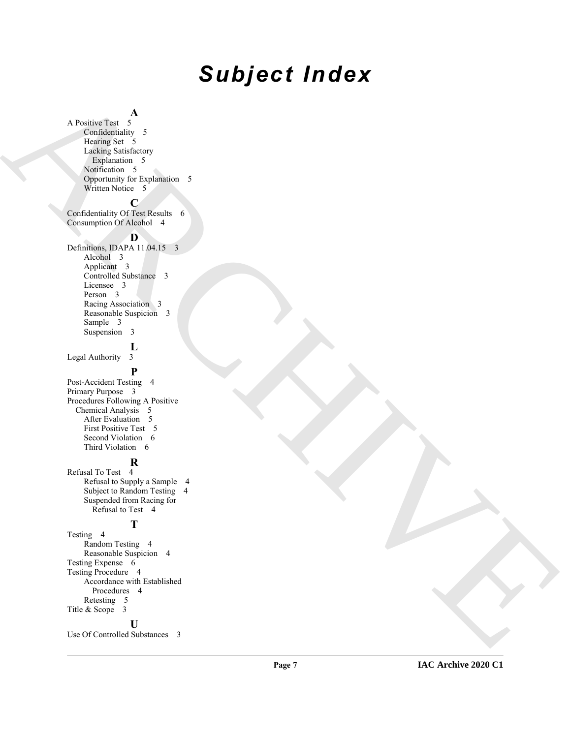# Subject Index

**A**

A Positive Test 5
- Confidentiality 5
- Hearing Set 5
- Lacking Satisfactory Explanation 5
- Notification 5
- Opportunity for Explanation 5
- Written Notice 5

**C**

Confidentiality Of Test Results 6
Consumption Of Alcohol 4

**D**

Definitions, IDAPA 11.04.15 3
- Alcohol 3
- Applicant 3
- Controlled Substance 3
- Licensee 3
- Person 3
- Racing Association 3
- Reasonable Suspicion 3
- Sample 3
- Suspension 3

**L**

Legal Authority 3

**P**

Post-Accident Testing 4
Primary Purpose 3
Procedures Following A Positive Chemical Analysis 5
- After Evaluation 5
- First Positive Test 5
- Second Violation 6
- Third Violation 6

**R**

Refusal To Test 4
- Refusal to Supply a Sample 4
- Subject to Random Testing 4
- Suspended from Racing for Refusal to Test 4

**T**

Testing 4
- Random Testing 4
- Reasonable Suspicion 4

Testing Expense 6
Testing Procedure 4
- Accordance with Established Procedures 4
- Retesting 5

Title & Scope 3

**U**

Use Of Controlled Substances 3